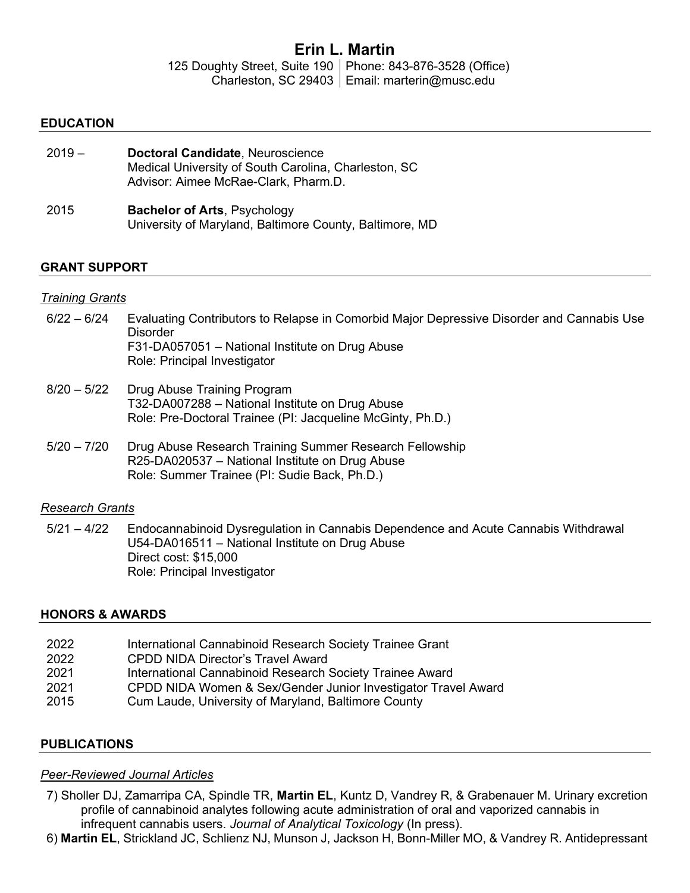# Erin L. Martin

125 Doughty Street, Suite 190 | Phone: 843-876-3528 (Office)
Charleston, SC 29403 | Email: marterin@musc.edu

## EDUCATION

2019 – **Doctoral Candidate**, Neuroscience
Medical University of South Carolina, Charleston, SC
Advisor: Aimee McRae-Clark, Pharm.D.

2015 **Bachelor of Arts**, Psychology
University of Maryland, Baltimore County, Baltimore, MD

## GRANT SUPPORT

### *Training Grants*

6/22 – 6/24 Evaluating Contributors to Relapse in Comorbid Major Depressive Disorder and Cannabis Use Disorder
F31-DA057051 – National Institute on Drug Abuse
Role: Principal Investigator

8/20 – 5/22 Drug Abuse Training Program
T32-DA007288 – National Institute on Drug Abuse
Role: Pre-Doctoral Trainee (PI: Jacqueline McGinty, Ph.D.)

5/20 – 7/20 Drug Abuse Research Training Summer Research Fellowship
R25-DA020537 – National Institute on Drug Abuse
Role: Summer Trainee (PI: Sudie Back, Ph.D.)

### *Research Grants*

5/21 – 4/22 Endocannabinoid Dysregulation in Cannabis Dependence and Acute Cannabis Withdrawal
U54-DA016511 – National Institute on Drug Abuse
Direct cost: $15,000
Role: Principal Investigator

## HONORS & AWARDS

2022 International Cannabinoid Research Society Trainee Grant
2022 CPDD NIDA Director's Travel Award
2021 International Cannabinoid Research Society Trainee Award
2021 CPDD NIDA Women & Sex/Gender Junior Investigator Travel Award
2015 Cum Laude, University of Maryland, Baltimore County

## PUBLICATIONS

### *Peer-Reviewed Journal Articles*

7) Sholler DJ, Zamarripa CA, Spindle TR, **Martin EL**, Kuntz D, Vandrey R, & Grabenauer M. Urinary excretion profile of cannabinoid analytes following acute administration of oral and vaporized cannabis in infrequent cannabis users. *Journal of Analytical Toxicology* (In press).

6) **Martin EL**, Strickland JC, Schlienz NJ, Munson J, Jackson H, Bonn-Miller MO, & Vandrey R. Antidepressant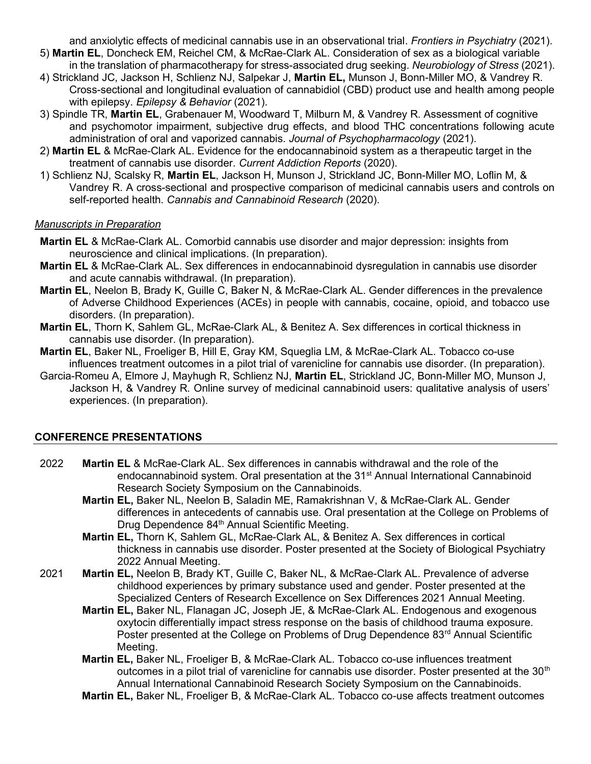and anxiolytic effects of medicinal cannabis use in an observational trial. *Frontiers in Psychiatry* (2021).

5) **Martin EL**, Doncheck EM, Reichel CM, & McRae-Clark AL. Consideration of sex as a biological variable in the translation of pharmacotherapy for stress-associated drug seeking. *Neurobiology of Stress* (2021).

4) Strickland JC, Jackson H, Schlienz NJ, Salpekar J, **Martin EL,** Munson J, Bonn-Miller MO, & Vandrey R. Cross-sectional and longitudinal evaluation of cannabidiol (CBD) product use and health among people with epilepsy. *Epilepsy & Behavior* (2021).

3) Spindle TR, **Martin EL**, Grabenauer M, Woodward T, Milburn M, & Vandrey R. Assessment of cognitive and psychomotor impairment, subjective drug effects, and blood THC concentrations following acute administration of oral and vaporized cannabis. *Journal of Psychopharmacology* (2021).

2) **Martin EL** & McRae-Clark AL. Evidence for the endocannabinoid system as a therapeutic target in the treatment of cannabis use disorder. *Current Addiction Reports* (2020).

1) Schlienz NJ, Scalsky R, **Martin EL**, Jackson H, Munson J, Strickland JC, Bonn-Miller MO, Loflin M, & Vandrey R. A cross-sectional and prospective comparison of medicinal cannabis users and controls on self-reported health. *Cannabis and Cannabinoid Research* (2020).

*Manuscripts in Preparation*

**Martin EL** & McRae-Clark AL. Comorbid cannabis use disorder and major depression: insights from neuroscience and clinical implications. (In preparation).

**Martin EL** & McRae-Clark AL. Sex differences in endocannabinoid dysregulation in cannabis use disorder and acute cannabis withdrawal. (In preparation).

**Martin EL**, Neelon B, Brady K, Guille C, Baker N, & McRae-Clark AL. Gender differences in the prevalence of Adverse Childhood Experiences (ACEs) in people with cannabis, cocaine, opioid, and tobacco use disorders. (In preparation).

**Martin EL**, Thorn K, Sahlem GL, McRae-Clark AL, & Benitez A. Sex differences in cortical thickness in cannabis use disorder. (In preparation).

**Martin EL**, Baker NL, Froeliger B, Hill E, Gray KM, Squeglia LM, & McRae-Clark AL. Tobacco co-use influences treatment outcomes in a pilot trial of varenicline for cannabis use disorder. (In preparation).

Garcia-Romeu A, Elmore J, Mayhugh R, Schlienz NJ, **Martin EL**, Strickland JC, Bonn-Miller MO, Munson J, Jackson H, & Vandrey R. Online survey of medicinal cannabinoid users: qualitative analysis of users' experiences. (In preparation).

## CONFERENCE PRESENTATIONS

**2022**

**Martin EL** & McRae-Clark AL. Sex differences in cannabis withdrawal and the role of the endocannabinoid system. Oral presentation at the 31st Annual International Cannabinoid Research Society Symposium on the Cannabinoids.

**Martin EL,** Baker NL, Neelon B, Saladin ME, Ramakrishnan V, & McRae-Clark AL. Gender differences in antecedents of cannabis use. Oral presentation at the College on Problems of Drug Dependence 84th Annual Scientific Meeting.

**Martin EL,** Thorn K, Sahlem GL, McRae-Clark AL, & Benitez A. Sex differences in cortical thickness in cannabis use disorder. Poster presented at the Society of Biological Psychiatry 2022 Annual Meeting.

**2021**

**Martin EL,** Neelon B, Brady KT, Guille C, Baker NL, & McRae-Clark AL. Prevalence of adverse childhood experiences by primary substance used and gender. Poster presented at the Specialized Centers of Research Excellence on Sex Differences 2021 Annual Meeting.

**Martin EL,** Baker NL, Flanagan JC, Joseph JE, & McRae-Clark AL. Endogenous and exogenous oxytocin differentially impact stress response on the basis of childhood trauma exposure. Poster presented at the College on Problems of Drug Dependence 83rd Annual Scientific Meeting.

**Martin EL,** Baker NL, Froeliger B, & McRae-Clark AL. Tobacco co-use influences treatment outcomes in a pilot trial of varenicline for cannabis use disorder. Poster presented at the 30th Annual International Cannabinoid Research Society Symposium on the Cannabinoids.

**Martin EL,** Baker NL, Froeliger B, & McRae-Clark AL. Tobacco co-use affects treatment outcomes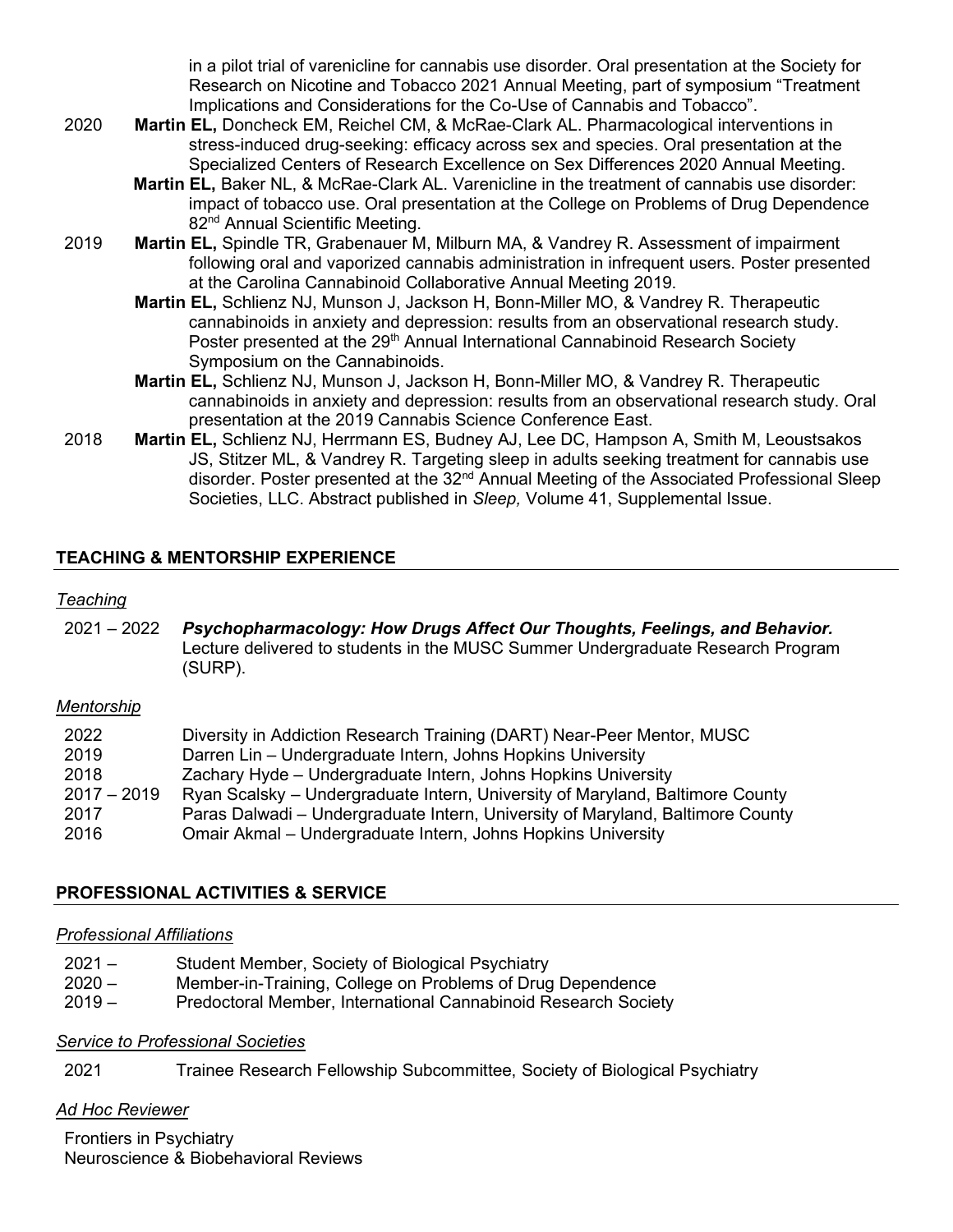in a pilot trial of varenicline for cannabis use disorder. Oral presentation at the Society for Research on Nicotine and Tobacco 2021 Annual Meeting, part of symposium "Treatment Implications and Considerations for the Co-Use of Cannabis and Tobacco".

2020 **Martin EL,** Doncheck EM, Reichel CM, & McRae-Clark AL. Pharmacological interventions in stress-induced drug-seeking: efficacy across sex and species. Oral presentation at the Specialized Centers of Research Excellence on Sex Differences 2020 Annual Meeting.

**Martin EL,** Baker NL, & McRae-Clark AL. Varenicline in the treatment of cannabis use disorder: impact of tobacco use. Oral presentation at the College on Problems of Drug Dependence 82nd Annual Scientific Meeting.

2019 **Martin EL,** Spindle TR, Grabenauer M, Milburn MA, & Vandrey R. Assessment of impairment following oral and vaporized cannabis administration in infrequent users. Poster presented at the Carolina Cannabinoid Collaborative Annual Meeting 2019.

**Martin EL,** Schlienz NJ, Munson J, Jackson H, Bonn-Miller MO, & Vandrey R. Therapeutic cannabinoids in anxiety and depression: results from an observational research study. Poster presented at the 29th Annual International Cannabinoid Research Society Symposium on the Cannabinoids.

**Martin EL,** Schlienz NJ, Munson J, Jackson H, Bonn-Miller MO, & Vandrey R. Therapeutic cannabinoids in anxiety and depression: results from an observational research study. Oral presentation at the 2019 Cannabis Science Conference East.

2018 **Martin EL,** Schlienz NJ, Herrmann ES, Budney AJ, Lee DC, Hampson A, Smith M, Leoustsakos JS, Stitzer ML, & Vandrey R. Targeting sleep in adults seeking treatment for cannabis use disorder. Poster presented at the 32nd Annual Meeting of the Associated Professional Sleep Societies, LLC. Abstract published in *Sleep,* Volume 41, Supplemental Issue.

## TEACHING & MENTORSHIP EXPERIENCE

*Teaching*

2021 – 2022 ***Psychopharmacology: How Drugs Affect Our Thoughts, Feelings, and Behavior.*** Lecture delivered to students in the MUSC Summer Undergraduate Research Program (SURP).

*Mentorship*

2022 Diversity in Addiction Research Training (DART) Near-Peer Mentor, MUSC
2019 Darren Lin – Undergraduate Intern, Johns Hopkins University
2018 Zachary Hyde – Undergraduate Intern, Johns Hopkins University
2017 – 2019 Ryan Scalsky – Undergraduate Intern, University of Maryland, Baltimore County
2017 Paras Dalwadi – Undergraduate Intern, University of Maryland, Baltimore County
2016 Omair Akmal – Undergraduate Intern, Johns Hopkins University

## PROFESSIONAL ACTIVITIES & SERVICE

*Professional Affiliations*

2021 – Student Member, Society of Biological Psychiatry
2020 – Member-in-Training, College on Problems of Drug Dependence
2019 – Predoctoral Member, International Cannabinoid Research Society

*Service to Professional Societies*

2021 Trainee Research Fellowship Subcommittee, Society of Biological Psychiatry

*Ad Hoc Reviewer*

Frontiers in Psychiatry
Neuroscience & Biobehavioral Reviews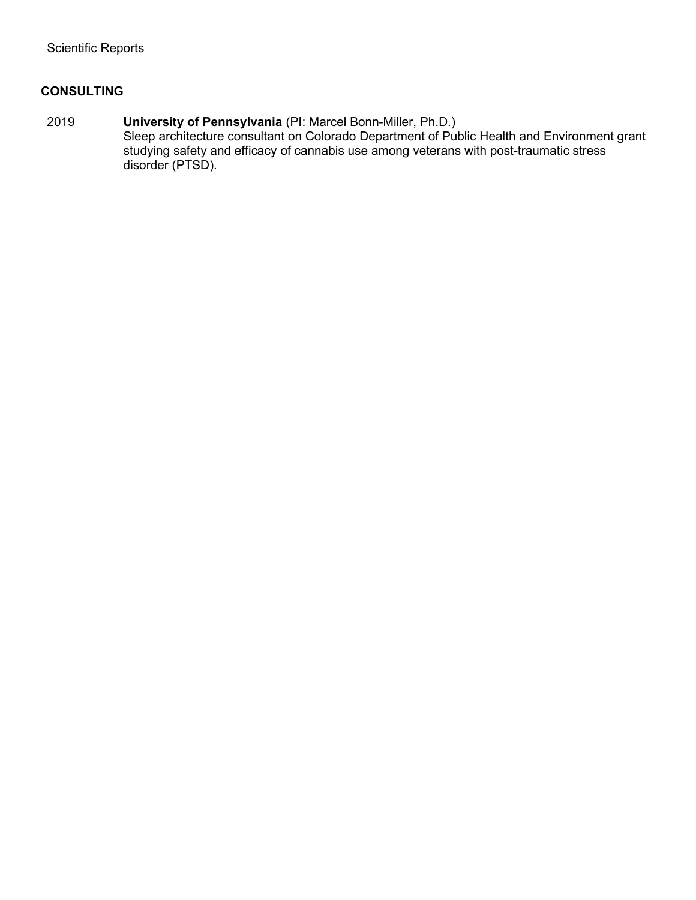Scientific Reports

## CONSULTING

2019 **University of Pennsylvania** (PI: Marcel Bonn-Miller, Ph.D.)
Sleep architecture consultant on Colorado Department of Public Health and Environment grant studying safety and efficacy of cannabis use among veterans with post-traumatic stress disorder (PTSD).